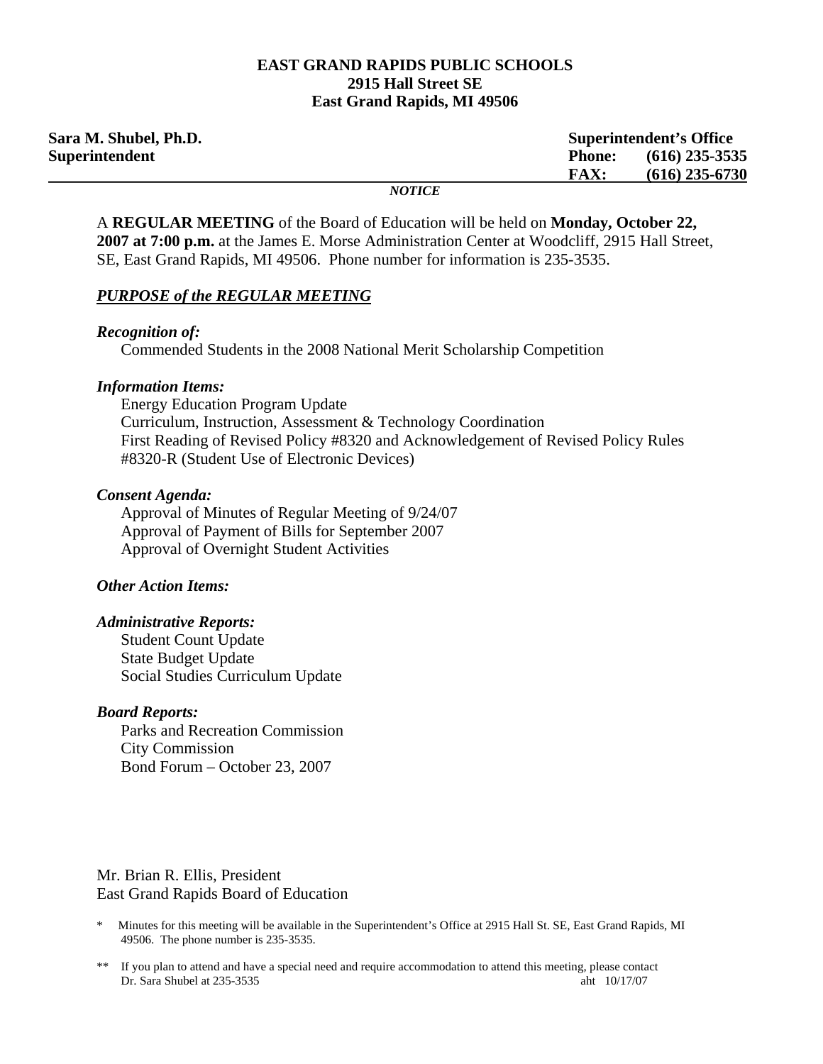**EAST GRAND RAPIDS PUBLIC SCHOOLS**
**2915 Hall Street SE**
**East Grand Rapids, MI 49506**

**Sara M. Shubel, Ph.D.**
**Superintendent**

**Superintendent's Office**
**Phone: (616) 235-3535**
**FAX: (616) 235-6730**

---

***NOTICE***

A **REGULAR MEETING** of the Board of Education will be held on **Monday, October 22, 2007 at 7:00 p.m.** at the James E. Morse Administration Center at Woodcliff, 2915 Hall Street, SE, East Grand Rapids, MI 49506. Phone number for information is 235-3535.

***PURPOSE of the REGULAR MEETING***

***Recognition of:***

Commended Students in the 2008 National Merit Scholarship Competition

***Information Items:***

Energy Education Program Update
Curriculum, Instruction, Assessment & Technology Coordination
First Reading of Revised Policy #8320 and Acknowledgement of Revised Policy Rules #8320-R (Student Use of Electronic Devices)

***Consent Agenda:***

Approval of Minutes of Regular Meeting of 9/24/07
Approval of Payment of Bills for September 2007
Approval of Overnight Student Activities

***Other Action Items:***

***Administrative Reports:***

Student Count Update
State Budget Update
Social Studies Curriculum Update

***Board Reports:***

Parks and Recreation Commission
City Commission
Bond Forum – October 23, 2007

Mr. Brian R. Ellis, President
East Grand Rapids Board of Education

\* Minutes for this meeting will be available in the Superintendent's Office at 2915 Hall St. SE, East Grand Rapids, MI 49506. The phone number is 235-3535.

\*\* If you plan to attend and have a special need and require accommodation to attend this meeting, please contact Dr. Sara Shubel at 235-3535

aht 10/17/07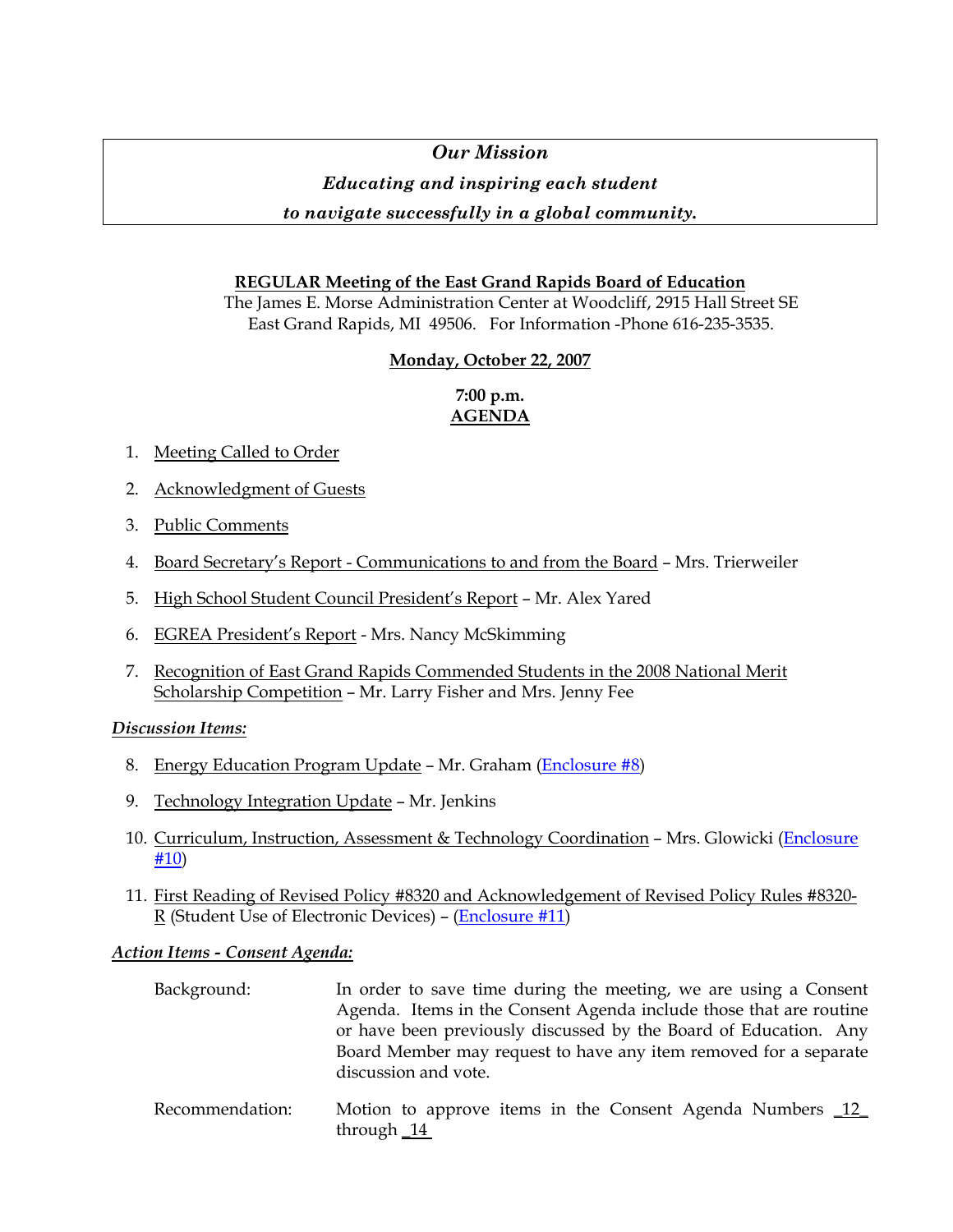*Our Mission*

***Educating and inspiring each student***

***to navigate successfully in a global community.***

**REGULAR Meeting of the East Grand Rapids Board of Education**

The James E. Morse Administration Center at Woodcliff, 2915 Hall Street SE
East Grand Rapids, MI 49506. For Information -Phone 616-235-3535.

**Monday, October 22, 2007**

**7:00 p.m.**
**AGENDA**

1. Meeting Called to Order
2. Acknowledgment of Guests
3. Public Comments
4. Board Secretary's Report - Communications to and from the Board – Mrs. Trierweiler
5. High School Student Council President's Report – Mr. Alex Yared
6. EGREA President's Report - Mrs. Nancy McSkimming
7. Recognition of East Grand Rapids Commended Students in the 2008 National Merit Scholarship Competition – Mr. Larry Fisher and Mrs. Jenny Fee

***Discussion Items:***

8. Energy Education Program Update – Mr. Graham (Enclosure #8)
9. Technology Integration Update – Mr. Jenkins
10. Curriculum, Instruction, Assessment & Technology Coordination – Mrs. Glowicki (Enclosure #10)
11. First Reading of Revised Policy #8320 and Acknowledgement of Revised Policy Rules #8320-R (Student Use of Electronic Devices) – (Enclosure #11)

***Action Items - Consent Agenda:***

Background: In order to save time during the meeting, we are using a Consent Agenda. Items in the Consent Agenda include those that are routine or have been previously discussed by the Board of Education. Any Board Member may request to have any item removed for a separate discussion and vote.

Recommendation: Motion to approve items in the Consent Agenda Numbers _12_ through _14_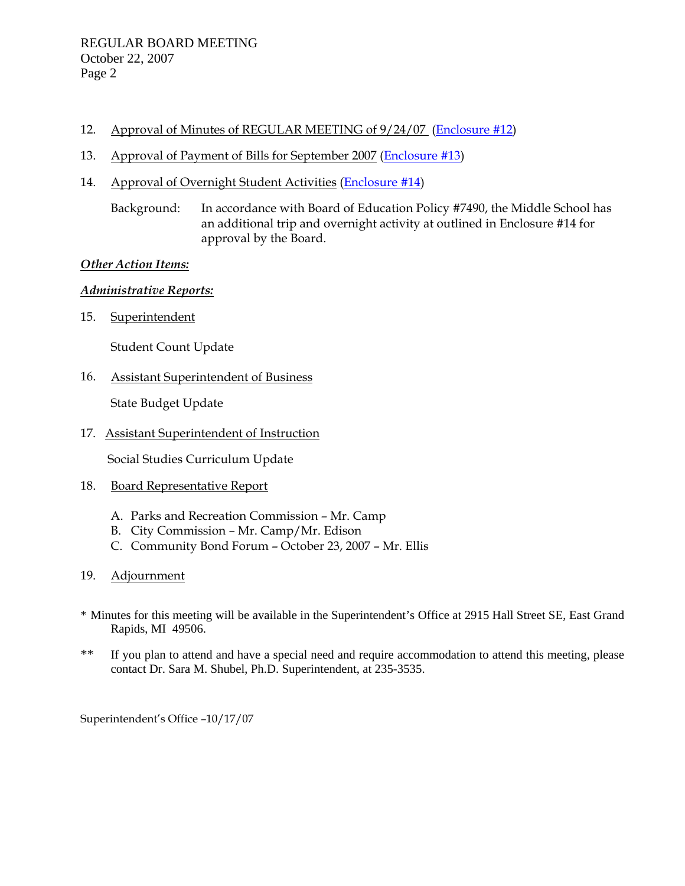12. Approval of Minutes of REGULAR MEETING of 9/24/07 (Enclosure #12)

13. Approval of Payment of Bills for September 2007 (Enclosure #13)

14. Approval of Overnight Student Activities (Enclosure #14)

    Background: In accordance with Board of Education Policy #7490, the Middle School has an additional trip and overnight activity at outlined in Enclosure #14 for approval by the Board.

***Other Action Items:***

***Administrative Reports:***

15. Superintendent

    Student Count Update

16. Assistant Superintendent of Business

    State Budget Update

17. Assistant Superintendent of Instruction

    Social Studies Curriculum Update

18. Board Representative Report

    A. Parks and Recreation Commission – Mr. Camp
    B. City Commission – Mr. Camp/Mr. Edison
    C. Community Bond Forum – October 23, 2007 – Mr. Ellis

19. Adjournment

\* Minutes for this meeting will be available in the Superintendent's Office at 2915 Hall Street SE, East Grand Rapids, MI 49506.

\*\* If you plan to attend and have a special need and require accommodation to attend this meeting, please contact Dr. Sara M. Shubel, Ph.D. Superintendent, at 235-3535.

Superintendent's Office –10/17/07